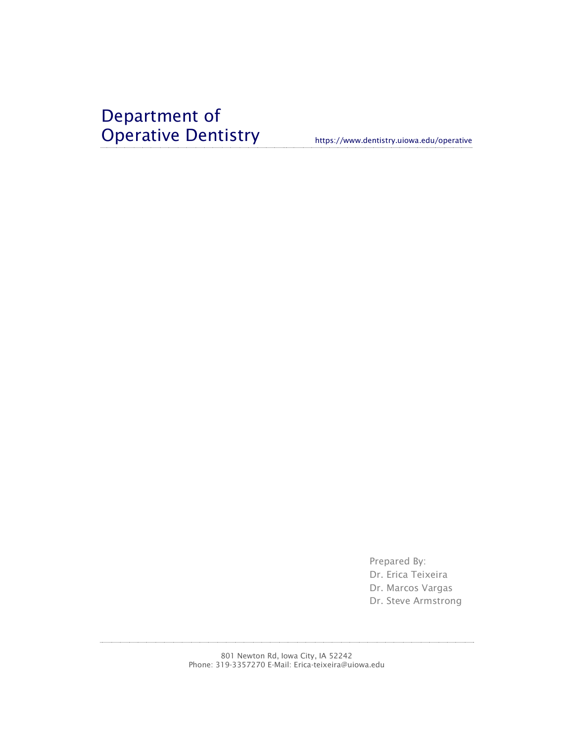# Department of Operative Dentistry

https://www.dentistry.uiowa.edu/operative

Prepared By:
Dr. Erica Teixeira
Dr. Marcos Vargas
Dr. Steve Armstrong

801 Newton Rd, Iowa City, IA 52242
Phone: 319-3357270 E-Mail: Erica-teixeira@uiowa.edu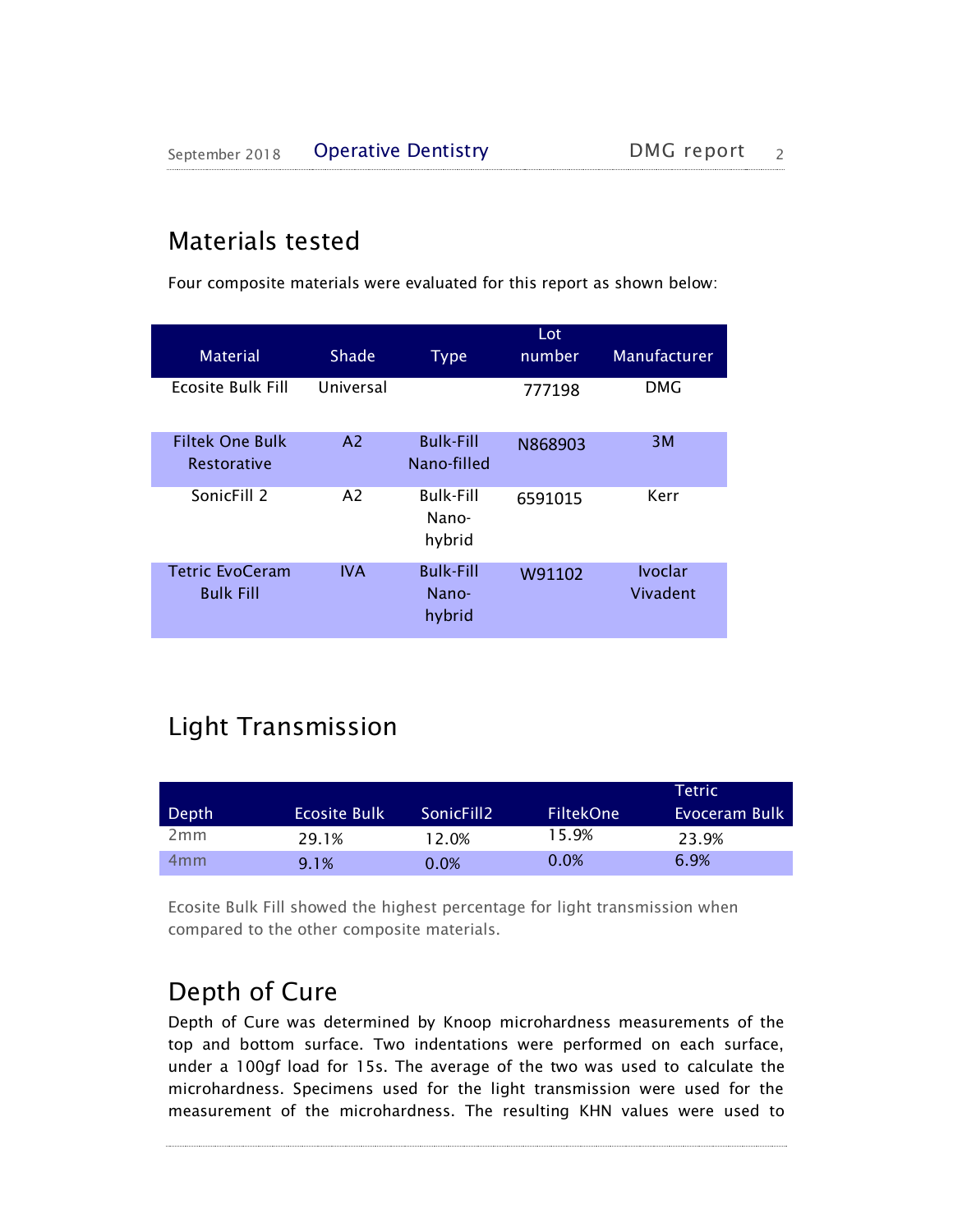## Materials tested

Four composite materials were evaluated for this report as shown below:

| Material | Shade | Type | Lot number | Manufacturer |
|---|---|---|---|---|
| Ecosite Bulk Fill | Universal | | 777198 | DMG |
| Filtek One Bulk Restorative | A2 | Bulk-Fill Nano-filled | N868903 | 3M |
| SonicFill 2 | A2 | Bulk-Fill Nano-hybrid | 6591015 | Kerr |
| Tetric EvoCeram Bulk Fill | IVA | Bulk-Fill Nano-hybrid | W91102 | Ivoclar Vivadent |

## Light Transmission

| Depth | Ecosite Bulk | SonicFill2 | FiltekOne | Tetric Evoceram Bulk |
|---|---|---|---|---|
| 2mm | 29.1% | 12.0% | 15.9% | 23.9% |
| 4mm | 9.1% | 0.0% | 0.0% | 6.9% |

Ecosite Bulk Fill showed the highest percentage for light transmission when compared to the other composite materials.

## Depth of Cure

Depth of Cure was determined by Knoop microhardness measurements of the top and bottom surface. Two indentations were performed on each surface, under a 100gf load for 15s. The average of the two was used to calculate the microhardness. Specimens used for the light transmission were used for the measurement of the microhardness. The resulting KHN values were used to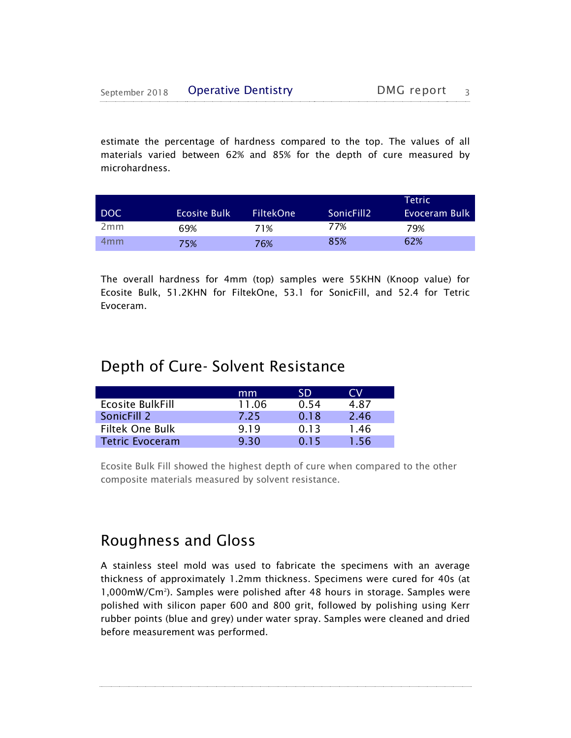estimate the percentage of hardness compared to the top. The values of all materials varied between 62% and 85% for the depth of cure measured by microhardness.

| DOC | Ecosite Bulk | FiltekOne | SonicFill2 | Tetric Evoceram Bulk |
|---|---|---|---|---|
| 2mm | 69% | 71% | 77% | 79% |
| 4mm | 75% | 76% | 85% | 62% |

The overall hardness for 4mm (top) samples were 55KHN (Knoop value) for Ecosite Bulk, 51.2KHN for FiltekOne, 53.1 for SonicFill, and 52.4 for Tetric Evoceram.

## Depth of Cure- Solvent Resistance

| | mm | SD | CV |
|---|---|---|---|
| Ecosite BulkFill | 11.06 | 0.54 | 4.87 |
| SonicFill 2 | 7.25 | 0.18 | 2.46 |
| Filtek One Bulk | 9.19 | 0.13 | 1.46 |
| Tetric Evoceram | 9.30 | 0.15 | 1.56 |

Ecosite Bulk Fill showed the highest depth of cure when compared to the other composite materials measured by solvent resistance.

## Roughness and Gloss

A stainless steel mold was used to fabricate the specimens with an average thickness of approximately 1.2mm thickness. Specimens were cured for 40s (at 1,000mW/Cm$^2$). Samples were polished after 48 hours in storage. Samples were polished with silicon paper 600 and 800 grit, followed by polishing using Kerr rubber points (blue and grey) under water spray. Samples were cleaned and dried before measurement was performed.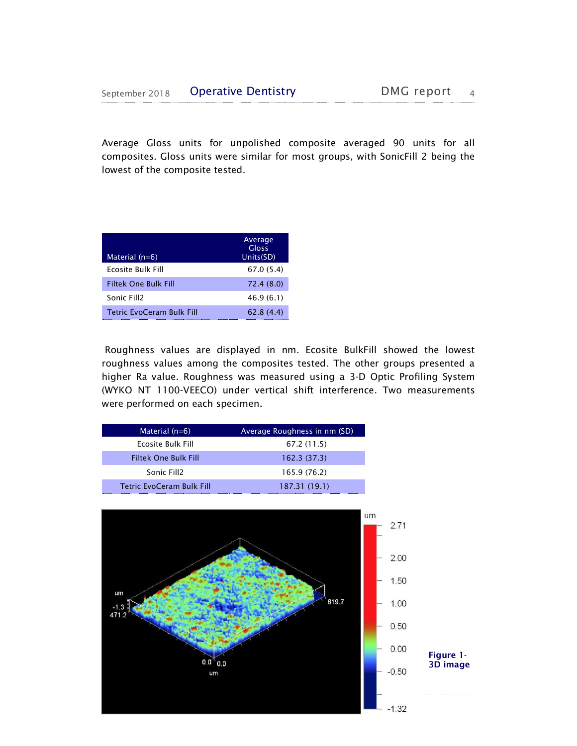Average Gloss units for unpolished composite averaged 90 units for all composites. Gloss units were similar for most groups, with SonicFill 2 being the lowest of the composite tested.

| Material (n=6) | Average Gloss Units(SD) |
|---|---|
| Ecosite Bulk Fill | 67.0 (5.4) |
| Filtek One Bulk Fill | 72.4 (8.0) |
| Sonic Fill2 | 46.9 (6.1) |
| Tetric EvoCeram Bulk Fill | 62.8 (4.4) |

Roughness values are displayed in nm. Ecosite BulkFill showed the lowest roughness values among the composites tested. The other groups presented a higher Ra value. Roughness was measured using a 3-D Optic Profiling System (WYKO NT 1100-VEECO) under vertical shift interference. Two measurements were performed on each specimen.

| Material (n=6) | Average Roughness in nm (SD) |
|---|---|
| Ecosite Bulk Fill | 67.2 (11.5) |
| Filtek One Bulk Fill | 162.3 (37.3) |
| Sonic Fill2 | 165.9 (76.2) |
| Tetric EvoCeram Bulk Fill | 187.31 (19.1) |

**Figure 1- 3D image**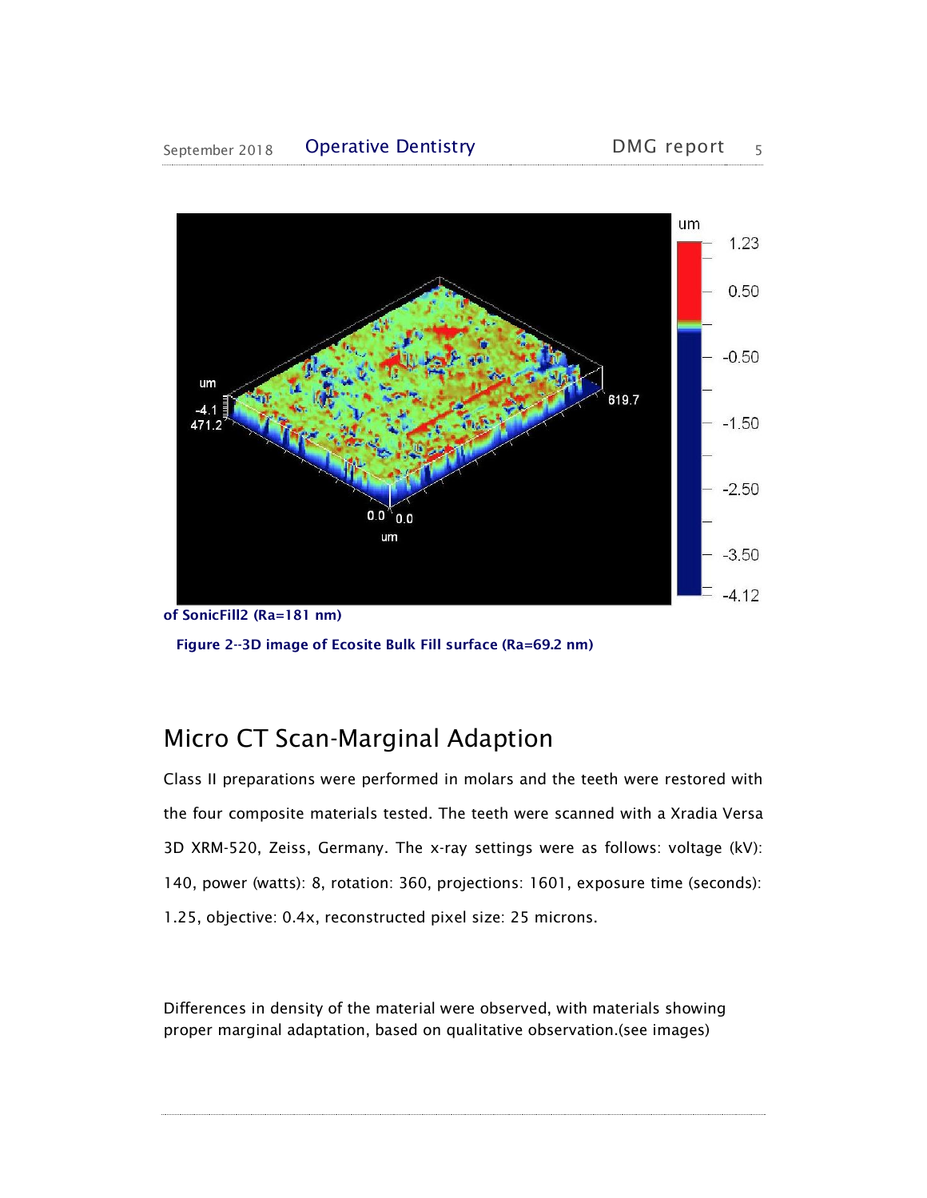of SonicFill2 (Ra=181 nm)

**Figure 2--3D image of Ecosite Bulk Fill surface (Ra=69.2 nm)**

## Micro CT Scan-Marginal Adaption

Class II preparations were performed in molars and the teeth were restored with the four composite materials tested. The teeth were scanned with a Xradia Versa 3D XRM-520, Zeiss, Germany. The x-ray settings were as follows: voltage (kV): 140, power (watts): 8, rotation: 360, projections: 1601, exposure time (seconds): 1.25, objective: 0.4x, reconstructed pixel size: 25 microns.

Differences in density of the material were observed, with materials showing proper marginal adaptation, based on qualitative observation.(see images)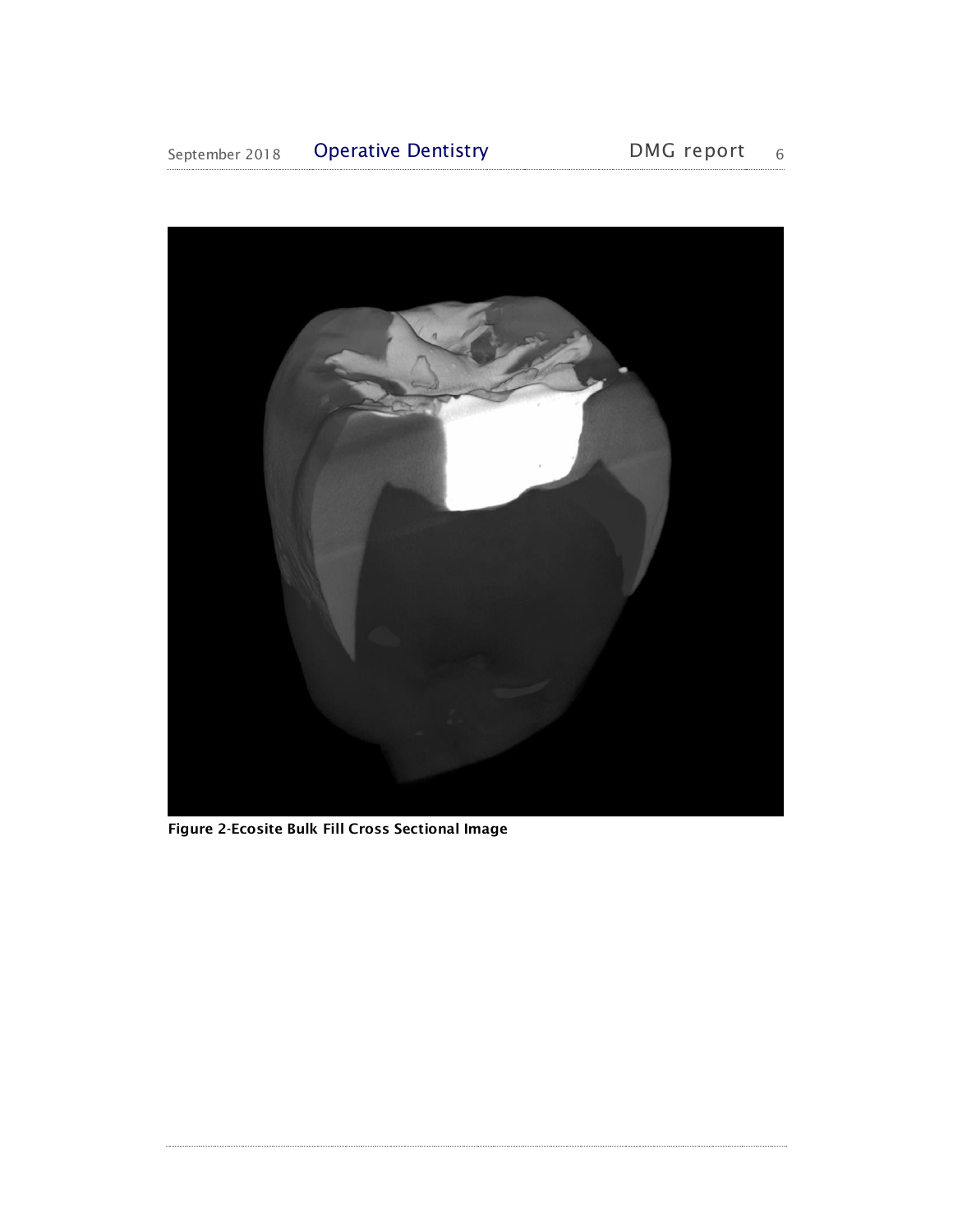**Figure 2-Ecosite Bulk Fill Cross Sectional Image**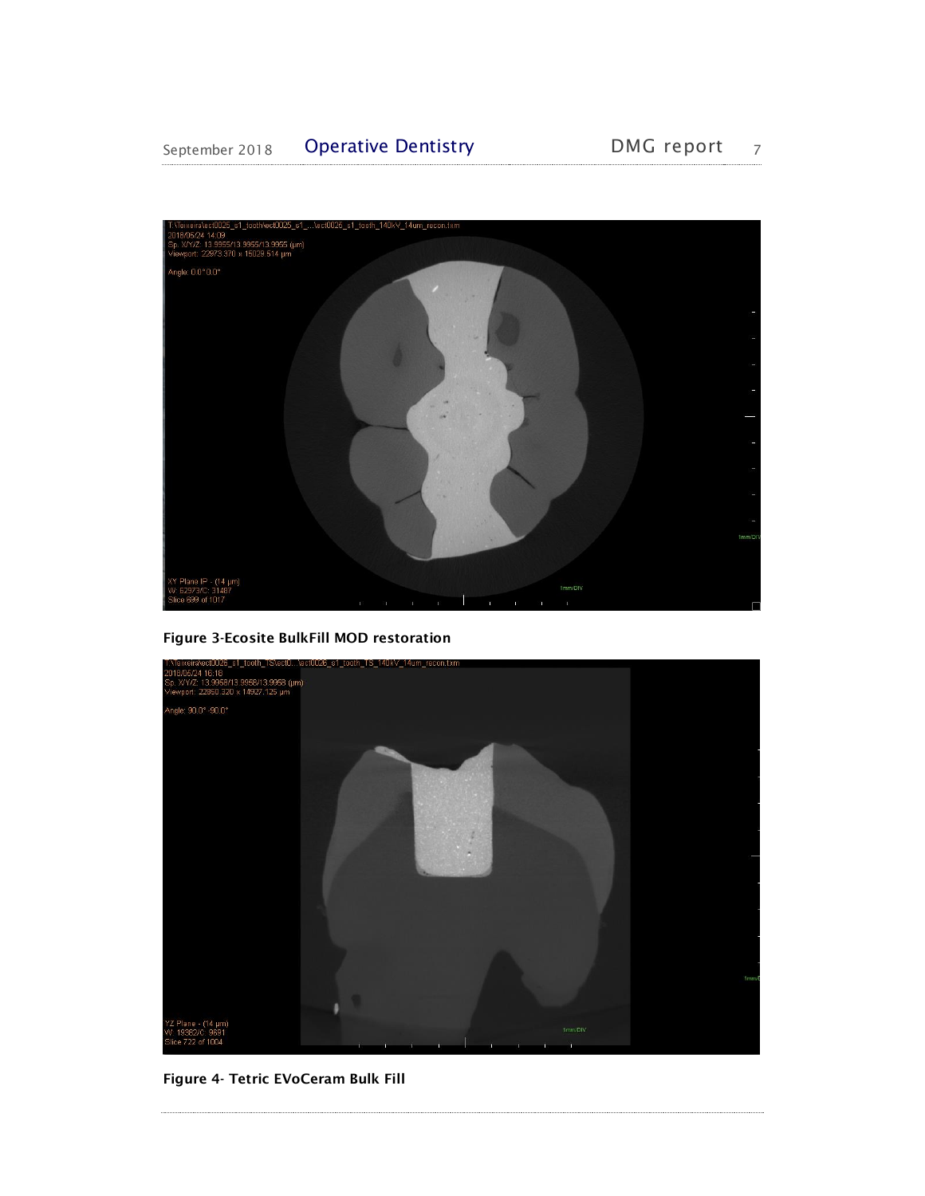**Figure 3-Ecosite BulkFill MOD restoration**

**Figure 4- Tetric EVoCeram Bulk Fill**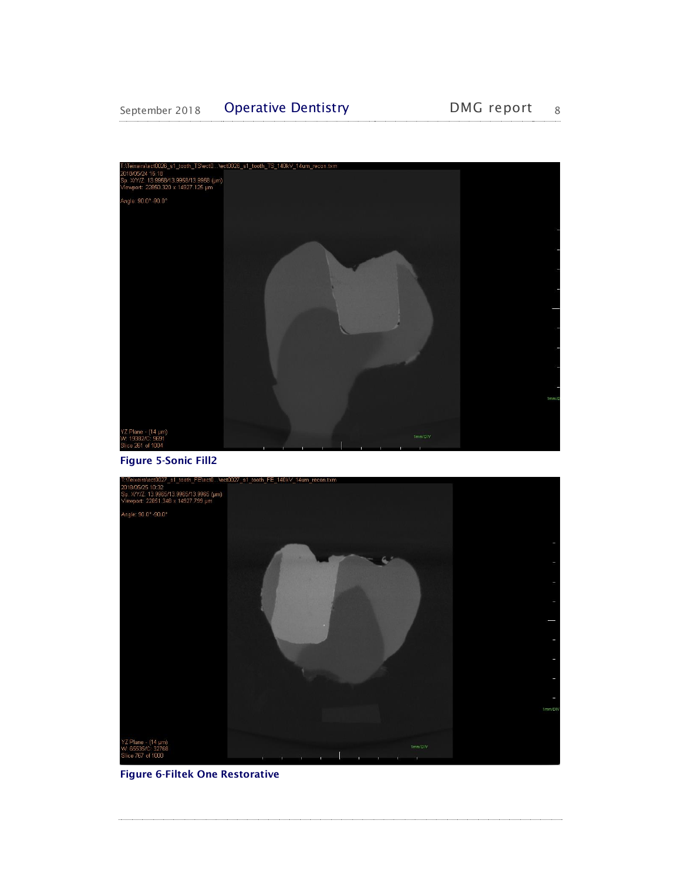**Figure 5-Sonic Fill2**

**Figure 6-Filtek One Restorative**